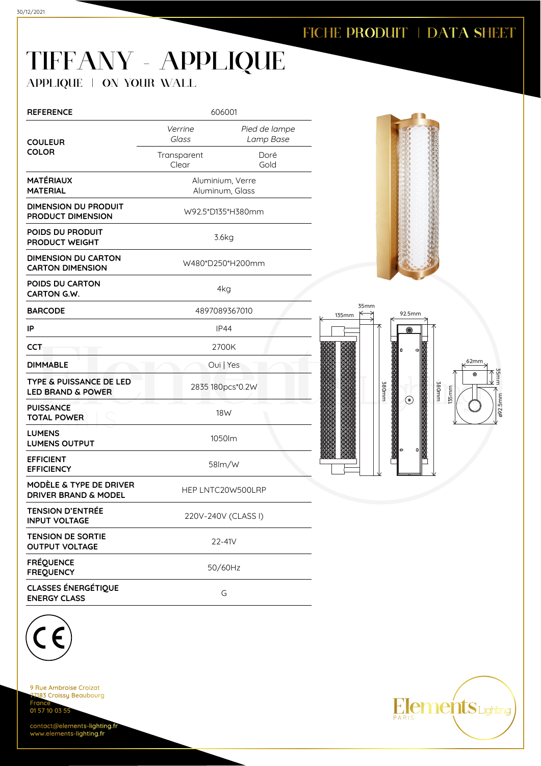FICHE PRODUIT | DATA SHEET

# TIFFANY - APPLIQUE

## APPLIQUE | ON YOUR WALL

| | | |
|---|---|---|
| **REFERENCE** | 606001 | |
| **COULEUR COLOR** | *Verrine Glass* | *Pied de lampe Lamp Base* |
| | Transparent Clear | Doré Gold |
| **MATÉRIAUX MATERIAL** | Aluminium, Verre Aluminum, Glass | |
| **DIMENSION DU PRODUIT PRODUCT DIMENSION** | W92.5*D135*H380mm | |
| **POIDS DU PRODUIT PRODUCT WEIGHT** | 3.6kg | |
| **DIMENSION DU CARTON CARTON DIMENSION** | W480*D250*H200mm | |
| **POIDS DU CARTON CARTON G.W.** | 4kg | |
| **BARCODE** | 4897089367010 | |
| **IP** | IP44 | |
| **CCT** | 2700K | |
| **DIMMABLE** | Oui \| Yes | |
| **TYPE & PUISSANCE DE LED LED BRAND & POWER** | 2835 180pcs*0.2W | |
| **PUISSANCE TOTAL POWER** | 18W | |
| **LUMENS LUMENS OUTPUT** | 1050lm | |
| **EFFICIENT EFFICIENCY** | 58lm/W | |
| **MODÈLE & TYPE DE DRIVER DRIVER BRAND & MODEL** | HEP LNTC20W500LRP | |
| **TENSION D'ENTRÉE INPUT VOLTAGE** | 220V-240V (CLASS I) | |
| **TENSION DE SORTIE OUTPUT VOLTAGE** | 22-41V | |
| **FRÉQUENCE FREQUENCY** | 50/60Hz | |
| **CLASSES ÉNERGÉTIQUE ENERGY CLASS** | G | |

135mm 35mm 92.5mm 380mm 380mm 135mm 62mm 35mm ⌀92.5mm

9 Rue Ambroise Croizat
77183 Croissy Beaubourg
France
01 57 10 03 55

contact@elements-lighting.fr
www.elements-lighting.fr

Elements Lighting PARIS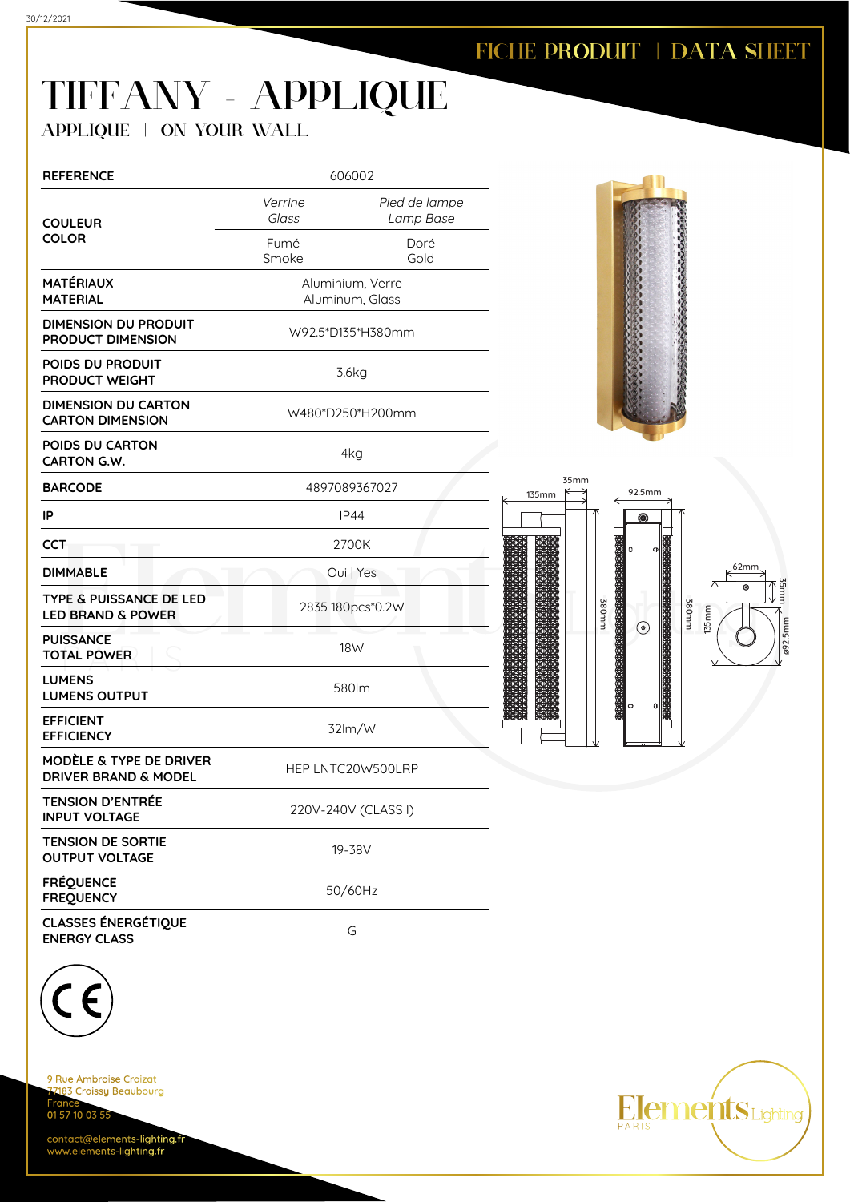FICHE PRODUIT | DATA SHEET

# TIFFANY - APPLIQUE

APPLIQUE | ON YOUR WALL

| | | |
|---|---|---|
| **REFERENCE** | 606002 | |
| **COULEUR**<br>**COLOR** | *Verrine*<br>*Glass* | *Pied de lampe*<br>*Lamp Base* |
| | Fumé<br>Smoke | Doré<br>Gold |
| **MATÉRIAUX**<br>**MATERIAL** | Aluminium, Verre<br>Aluminum, Glass | |
| **DIMENSION DU PRODUIT**<br>**PRODUCT DIMENSION** | W92.5*D135*H380mm | |
| **POIDS DU PRODUIT**<br>**PRODUCT WEIGHT** | 3.6kg | |
| **DIMENSION DU CARTON**<br>**CARTON DIMENSION** | W480*D250*H200mm | |
| **POIDS DU CARTON**<br>**CARTON G.W.** | 4kg | |
| **BARCODE** | 4897089367027 | |
| **IP** | IP44 | |
| **CCT** | 2700K | |
| **DIMMABLE** | Oui \| Yes | |
| **TYPE & PUISSANCE DE LED**<br>**LED BRAND & POWER** | 2835 180pcs*0.2W | |
| **PUISSANCE**<br>**TOTAL POWER** | 18W | |
| **LUMENS**<br>**LUMENS OUTPUT** | 580lm | |
| **EFFICIENT**<br>**EFFICIENCY** | 32lm/W | |
| **MODÈLE & TYPE DE DRIVER**<br>**DRIVER BRAND & MODEL** | HEP LNTC20W500LRP | |
| **TENSION D'ENTRÉE**<br>**INPUT VOLTAGE** | 220V-240V (CLASS I) | |
| **TENSION DE SORTIE**<br>**OUTPUT VOLTAGE** | 19-38V | |
| **FRÉQUENCE**<br>**FREQUENCY** | 50/60Hz | |
| **CLASSES ÉNERGÉTIQUE**<br>**ENERGY CLASS** | G | |

9 Rue Ambroise Croizat
77183 Croissy Beaubourg
France
01 57 10 03 55

contact@elements-lighting.fr
www.elements-lighting.fr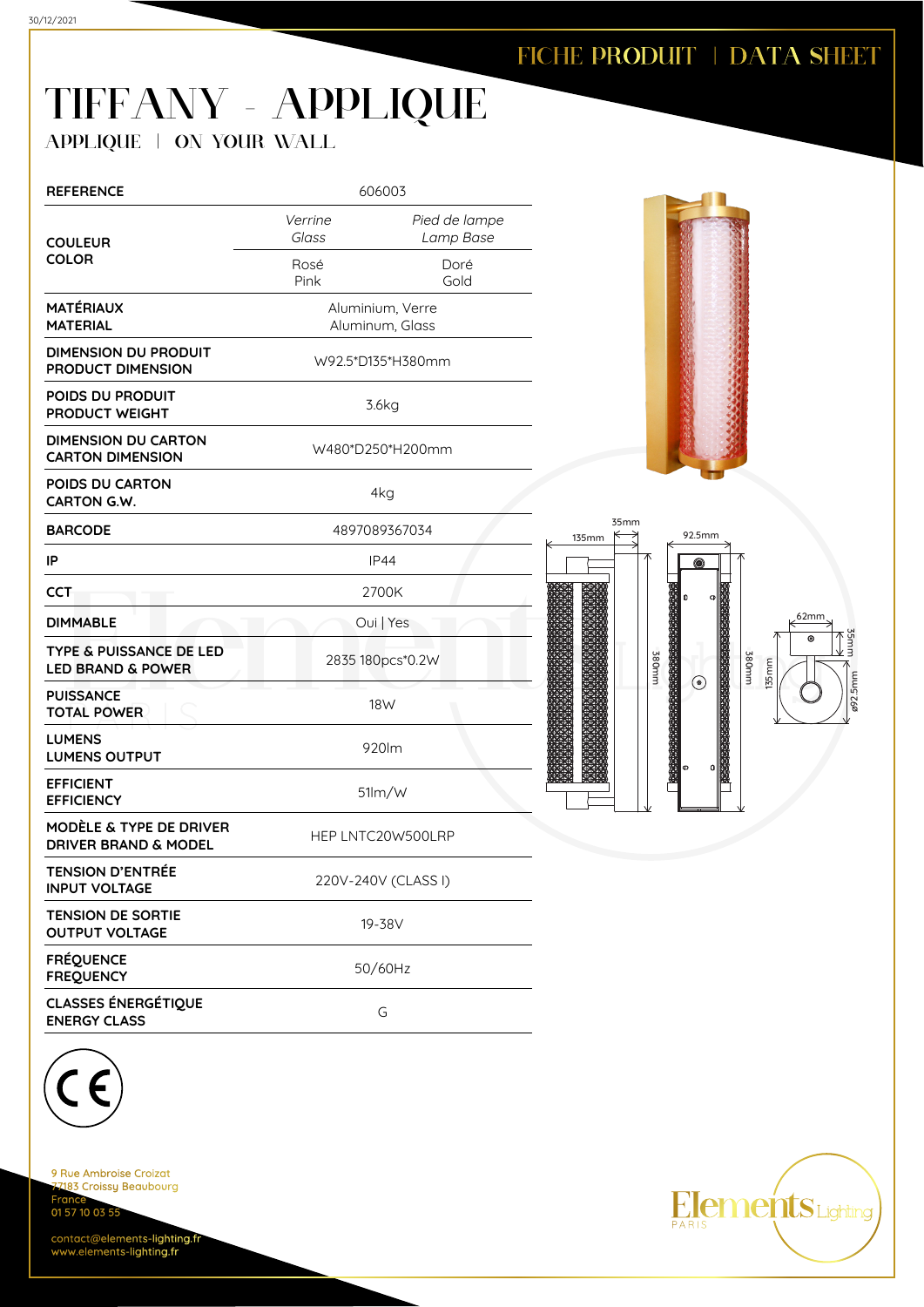30/12/2021

FICHE PRODUIT | DATA SHEET

# TIFFANY - APPLIQUE

## APPLIQUE | ON YOUR WALL

| | | |
|---|---|---|
| **REFERENCE** | 606003 | |
| **COULEUR** **COLOR** | *Verrine* *Glass* | *Pied de lampe* *Lamp Base* |
| | Rosé Pink | Doré Gold |
| **MATÉRIAUX** **MATERIAL** | Aluminium, Verre Aluminum, Glass | |
| **DIMENSION DU PRODUIT** **PRODUCT DIMENSION** | W92.5*D135*H380mm | |
| **POIDS DU PRODUIT** **PRODUCT WEIGHT** | 3.6kg | |
| **DIMENSION DU CARTON** **CARTON DIMENSION** | W480*D250*H200mm | |
| **POIDS DU CARTON** **CARTON G.W.** | 4kg | |
| **BARCODE** | 4897089367034 | |
| **IP** | IP44 | |
| **CCT** | 2700K | |
| **DIMMABLE** | Oui \| Yes | |
| **TYPE & PUISSANCE DE LED** **LED BRAND & POWER** | 2835 180pcs*0.2W | |
| **PUISSANCE** **TOTAL POWER** | 18W | |
| **LUMENS** **LUMENS OUTPUT** | 920lm | |
| **EFFICIENT** **EFFICIENCY** | 51lm/W | |
| **MODÈLE & TYPE DE DRIVER** **DRIVER BRAND & MODEL** | HEP LNTC20W500LRP | |
| **TENSION D'ENTRÉE** **INPUT VOLTAGE** | 220V-240V (CLASS I) | |
| **TENSION DE SORTIE** **OUTPUT VOLTAGE** | 19-38V | |
| **FRÉQUENCE** **FREQUENCY** | 50/60Hz | |
| **CLASSES ÉNERGÉTIQUE** **ENERGY CLASS** | G | |

35mm
135mm
92.5mm
380mm
380mm
62mm
35mm
135mm
ø92.5mm

CE

9 Rue Ambroise Croizat
77183 Croissy Beaubourg
France
01 57 10 03 55

contact@elements-lighting.fr
www.elements-lighting.fr

Elements Lighting PARIS